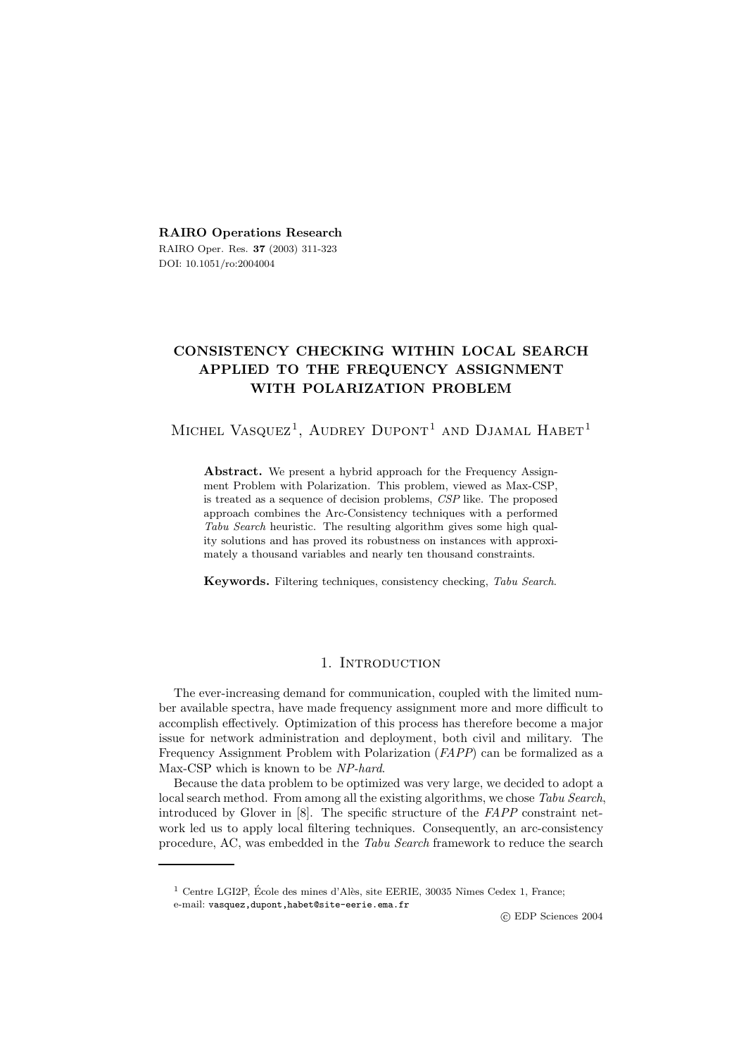**RAIRO Operations Research**

RAIRO Oper. Res. **37** (2003) 311-323

DOI: 10.1051/ro:2004004

# CONSISTENCY CHECKING WITHIN LOCAL SEARCH APPLIED TO THE FREQUENCY ASSIGNMENT WITH POLARIZATION PROBLEM

Michel Vasquez[1], Audrey Dupont[1] and Djamal Habet[1]

**Abstract.** We present a hybrid approach for the Frequency Assignment Problem with Polarization. This problem, viewed as Max-CSP, is treated as a sequence of decision problems, *CSP* like. The proposed approach combines the Arc-Consistency techniques with a performed *Tabu Search* heuristic. The resulting algorithm gives some high quality solutions and has proved its robustness on instances with approximately a thousand variables and nearly ten thousand constraints.

**Keywords.** Filtering techniques, consistency checking, *Tabu Search*.

## 1. Introduction

The ever-increasing demand for communication, coupled with the limited number available spectra, have made frequency assignment more and more difficult to accomplish effectively. Optimization of this process has therefore become a major issue for network administration and deployment, both civil and military. The Frequency Assignment Problem with Polarization (*FAPP*) can be formalized as a Max-CSP which is known to be *NP-hard*.

Because the data problem to be optimized was very large, we decided to adopt a local search method. From among all the existing algorithms, we chose *Tabu Search*, introduced by Glover in [8]. The specific structure of the *FAPP* constraint network led us to apply local filtering techniques. Consequently, an arc-consistency procedure, AC, was embedded in the *Tabu Search* framework to reduce the search

---

[1] Centre LGI2P, École des mines d'Alès, site EERIE, 30035 Nîmes Cedex 1, France; e-mail: vasquez,dupont,habet@site-eerie.ema.fr

© EDP Sciences 2004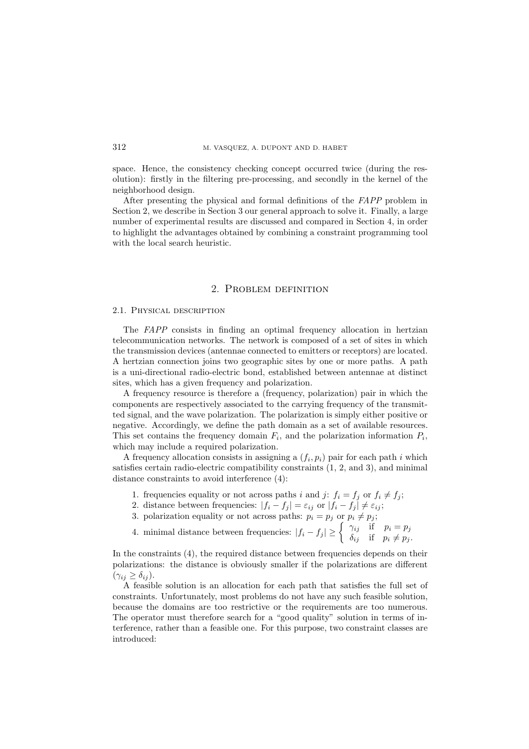space. Hence, the consistency checking concept occurred twice (during the resolution): firstly in the filtering pre-processing, and secondly in the kernel of the neighborhood design.

After presenting the physical and formal definitions of the *FAPP* problem in Section 2, we describe in Section 3 our general approach to solve it. Finally, a large number of experimental results are discussed and compared in Section 4, in order to highlight the advantages obtained by combining a constraint programming tool with the local search heuristic.

## 2. Problem definition

### 2.1. Physical description

The *FAPP* consists in finding an optimal frequency allocation in hertzian telecommunication networks. The network is composed of a set of sites in which the transmission devices (antennae connected to emitters or receptors) are located. A hertzian connection joins two geographic sites by one or more paths. A path is a uni-directional radio-electric bond, established between antennae at distinct sites, which has a given frequency and polarization.

A frequency resource is therefore a (frequency, polarization) pair in which the components are respectively associated to the carrying frequency of the transmitted signal, and the wave polarization. The polarization is simply either positive or negative. Accordingly, we define the path domain as a set of available resources. This set contains the frequency domain $F_i$, and the polarization information $P_i$, which may include a required polarization.

A frequency allocation consists in assigning a $(f_i, p_i)$ pair for each path $i$ which satisfies certain radio-electric compatibility constraints (1, 2, and 3), and minimal distance constraints to avoid interference (4):

1. frequencies equality or not across paths $i$ and $j$: $f_i = f_j$ or $f_i \neq f_j$;
2. distance between frequencies: $|f_i - f_j| = \varepsilon_{ij}$ or $|f_i - f_j| \neq \varepsilon_{ij}$;
3. polarization equality or not across paths: $p_i = p_j$ or $p_i \neq p_j$;
4. minimal distance between frequencies: $|f_i - f_j| \geq \begin{cases} \gamma_{ij} & \text{if} \quad p_i = p_j \\ \delta_{ij} & \text{if} \quad p_i \neq p_j. \end{cases}$

In the constraints (4), the required distance between frequencies depends on their polarizations: the distance is obviously smaller if the polarizations are different ($\gamma_{ij} \geq \delta_{ij}$).

A feasible solution is an allocation for each path that satisfies the full set of constraints. Unfortunately, most problems do not have any such feasible solution, because the domains are too restrictive or the requirements are too numerous. The operator must therefore search for a "good quality" solution in terms of interference, rather than a feasible one. For this purpose, two constraint classes are introduced: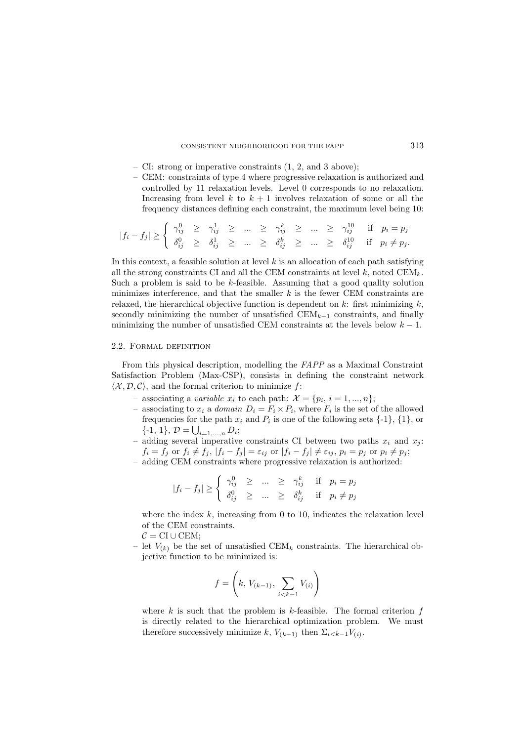– CI: strong or imperative constraints (1, 2, and 3 above);
– CEM: constraints of type 4 where progressive relaxation is authorized and controlled by 11 relaxation levels. Level 0 corresponds to no relaxation. Increasing from level $k$ to $k+1$ involves relaxation of some or all the frequency distances defining each constraint, the maximum level being 10:

$$|f_i - f_j| \geq \begin{cases} \gamma_{ij}^0 \geq \gamma_{ij}^1 \geq \ldots \geq \gamma_{ij}^k \geq \ldots \geq \gamma_{ij}^{10} & \text{if } p_i = p_j \\ \delta_{ij}^0 \geq \delta_{ij}^1 \geq \ldots \geq \delta_{ij}^k \geq \ldots \geq \delta_{ij}^{10} & \text{if } p_i \neq p_j. \end{cases}$$

In this context, a feasible solution at level $k$ is an allocation of each path satisfying all the strong constraints CI and all the CEM constraints at level $k$, noted $\text{CEM}_k$. Such a problem is said to be $k$-feasible. Assuming that a good quality solution minimizes interference, and that the smaller $k$ is the fewer CEM constraints are relaxed, the hierarchical objective function is dependent on $k$: first minimizing $k$, secondly minimizing the number of unsatisfied $\text{CEM}_{k-1}$ constraints, and finally minimizing the number of unsatisfied CEM constraints at the levels below $k-1$.

## 2.2. Formal definition

From this physical description, modelling the *FAPP* as a Maximal Constraint Satisfaction Problem (Max-CSP), consists in defining the constraint network $\langle \mathcal{X}, \mathcal{D}, \mathcal{C} \rangle$, and the formal criterion to minimize $f$:

– associating a *variable* $x_i$ to each path: $\mathcal{X} = \{p_i,\, i = 1, ..., n\}$;
– associating to $x_i$ a *domain* $D_i = F_i \times P_i$, where $F_i$ is the set of the allowed frequencies for the path $x_i$ and $P_i$ is one of the following sets {-1}, {1}, or {-1, 1}, $\mathcal{D} = \bigcup_{i=1,\ldots,n} D_i$;
– adding several imperative constraints CI between two paths $x_i$ and $x_j$: $f_i = f_j$ or $f_i \neq f_j$, $|f_i - f_j| = \varepsilon_{ij}$ or $|f_i - f_j| \neq \varepsilon_{ij}$, $p_i = p_j$ or $p_i \neq p_j$;
– adding CEM constraints where progressive relaxation is authorized:

$$|f_i - f_j| \geq \begin{cases} \gamma_{ij}^0 \geq \ldots \geq \gamma_{ij}^k & \text{if } p_i = p_j \\ \delta_{ij}^0 \geq \ldots \geq \delta_{ij}^k & \text{if } p_i \neq p_j \end{cases}$$

where the index $k$, increasing from 0 to 10, indicates the relaxation level of the CEM constraints.
$\mathcal{C} = \text{CI} \cup \text{CEM}$;
– let $V_{(k)}$ be the set of unsatisfied $\text{CEM}_k$ constraints. The hierarchical objective function to be minimized is:

$$f = \left( k,\, V_{(k-1)},\, \sum_{i<k-1} V_{(i)} \right)$$

where $k$ is such that the problem is $k$-feasible. The formal criterion $f$ is directly related to the hierarchical optimization problem. We must therefore successively minimize $k$, $V_{(k-1)}$ then $\Sigma_{i<k-1} V_{(i)}$.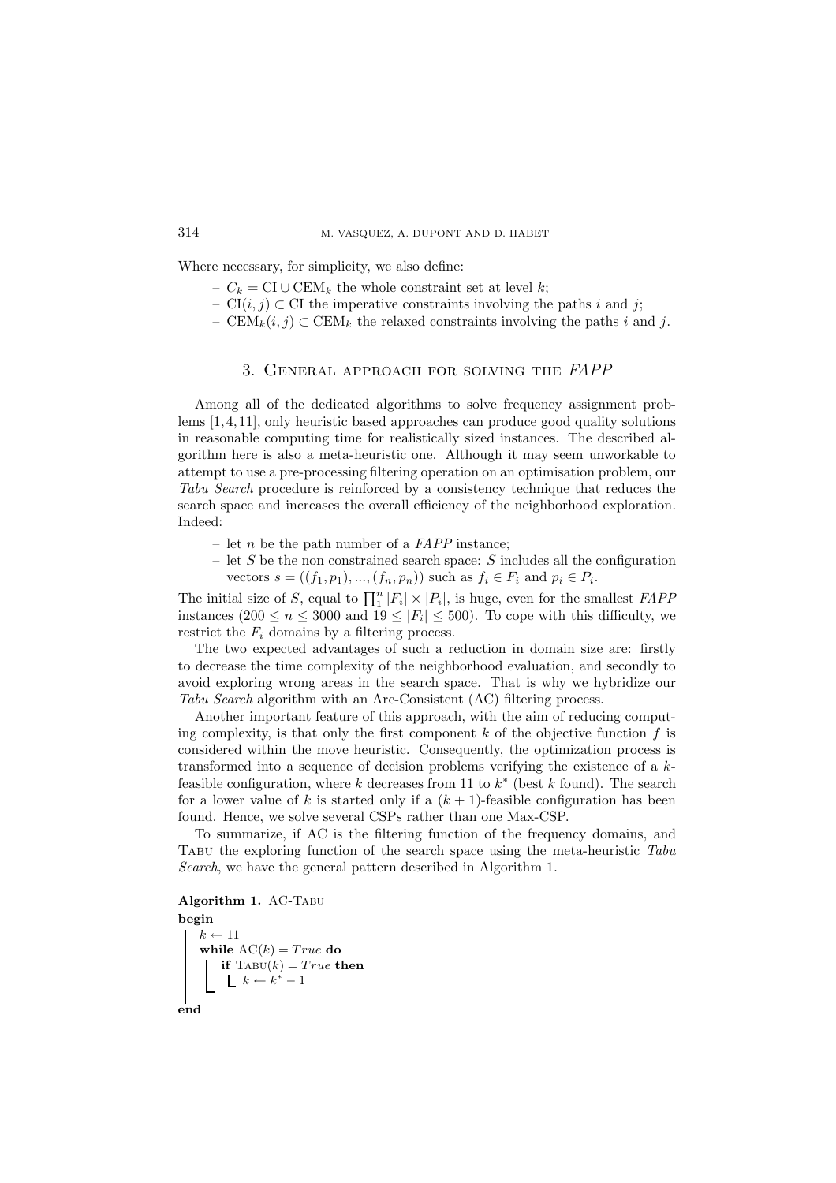Where necessary, for simplicity, we also define:

- $C_k = \mathrm{CI} \cup \mathrm{CEM}_k$ the whole constraint set at level $k$;
- $\mathrm{CI}(i,j) \subset \mathrm{CI}$ the imperative constraints involving the paths $i$ and $j$;
- $\mathrm{CEM}_k(i,j) \subset \mathrm{CEM}_k$ the relaxed constraints involving the paths $i$ and $j$.

## 3. General approach for solving the *FAPP*

Among all of the dedicated algorithms to solve frequency assignment problems [1,4,11], only heuristic based approaches can produce good quality solutions in reasonable computing time for realistically sized instances. The described algorithm here is also a meta-heuristic one. Although it may seem unworkable to attempt to use a pre-processing filtering operation on an optimisation problem, our *Tabu Search* procedure is reinforced by a consistency technique that reduces the search space and increases the overall efficiency of the neighborhood exploration. Indeed:

- let $n$ be the path number of a *FAPP* instance;
- let $S$ be the non constrained search space: $S$ includes all the configuration vectors $s = ((f_1, p_1), ..., (f_n, p_n))$ such as $f_i \in F_i$ and $p_i \in P_i$.

The initial size of $S$, equal to $\prod_1^n |F_i| \times |P_i|$, is huge, even for the smallest *FAPP* instances ($200 \leq n \leq 3000$ and $19 \leq |F_i| \leq 500$). To cope with this difficulty, we restrict the $F_i$ domains by a filtering process.

The two expected advantages of such a reduction in domain size are: firstly to decrease the time complexity of the neighborhood evaluation, and secondly to avoid exploring wrong areas in the search space. That is why we hybridize our *Tabu Search* algorithm with an Arc-Consistent (AC) filtering process.

Another important feature of this approach, with the aim of reducing computing complexity, is that only the first component $k$ of the objective function $f$ is considered within the move heuristic. Consequently, the optimization process is transformed into a sequence of decision problems verifying the existence of a $k$-feasible configuration, where $k$ decreases from 11 to $k^*$ (best $k$ found). The search for a lower value of $k$ is started only if a $(k+1)$-feasible configuration has been found. Hence, we solve several CSPs rather than one Max-CSP.

To summarize, if AC is the filtering function of the frequency domains, and Tabu the exploring function of the search space using the meta-heuristic *Tabu Search*, we have the general pattern described in Algorithm 1.

**Algorithm 1.** AC-Tabu

```
begin
    k ← 11
    while AC(k) = True do
        if TABU(k) = True then
            k ← k* − 1
end
```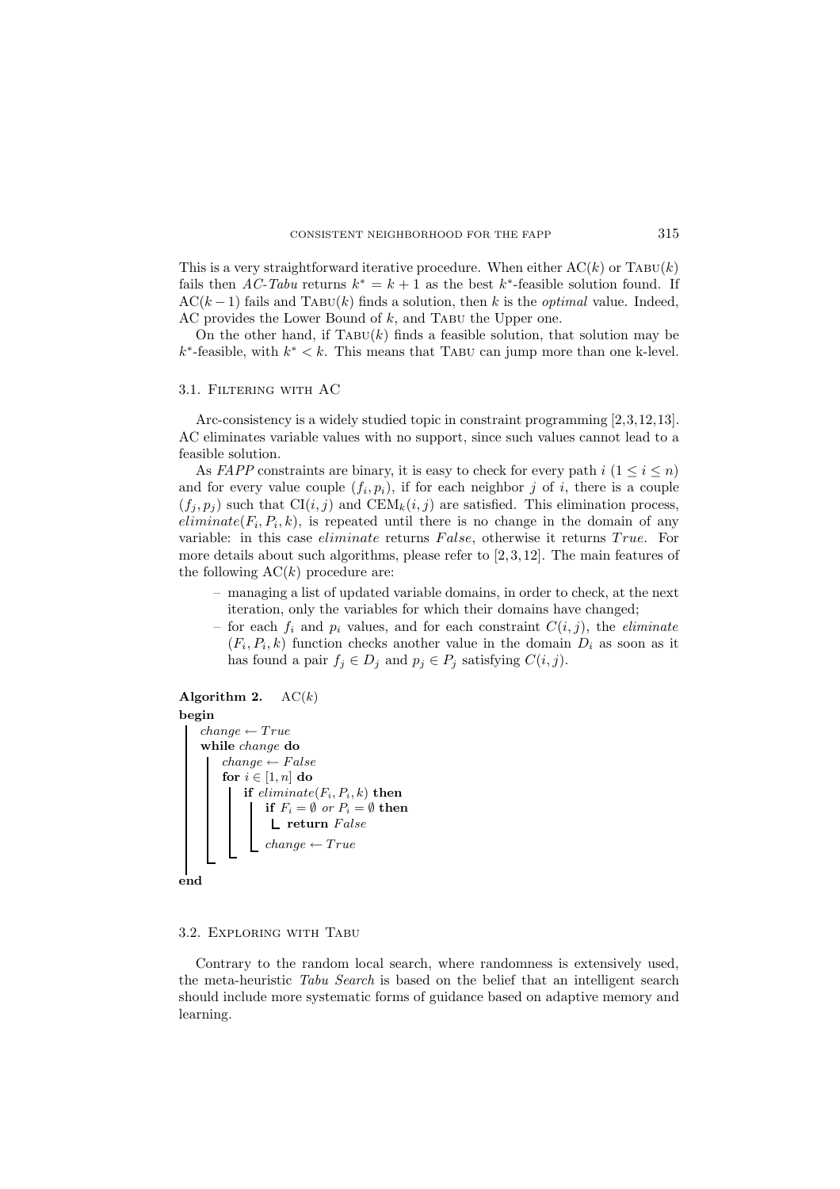This is a very straightforward iterative procedure. When either AC($k$) or TABU($k$) fails then *AC-Tabu* returns $k^* = k + 1$ as the best $k^*$-feasible solution found. If AC($k-1$) fails and TABU($k$) finds a solution, then $k$ is the *optimal* value. Indeed, AC provides the Lower Bound of $k$, and TABU the Upper one.

On the other hand, if TABU($k$) finds a feasible solution, that solution may be $k^*$-feasible, with $k^* < k$. This means that TABU can jump more than one k-level.

### 3.1. Filtering with AC

Arc-consistency is a widely studied topic in constraint programming [2,3,12,13]. AC eliminates variable values with no support, since such values cannot lead to a feasible solution.

As *FAPP* constraints are binary, it is easy to check for every path $i$ ($1 \leq i \leq n$) and for every value couple $(f_i, p_i)$, if for each neighbor $j$ of $i$, there is a couple $(f_j, p_j)$ such that $\text{CI}(i,j)$ and $\text{CEM}_k(i,j)$ are satisfied. This elimination process, $eliminate(F_i, P_i, k)$, is repeated until there is no change in the domain of any variable: in this case *eliminate* returns *False*, otherwise it returns *True*. For more details about such algorithms, please refer to [2,3,12]. The main features of the following AC($k$) procedure are:

- managing a list of updated variable domains, in order to check, at the next iteration, only the variables for which their domains have changed;
- for each $f_i$ and $p_i$ values, and for each constraint $C(i,j)$, the *eliminate* $(F_i, P_i, k)$ function checks another value in the domain $D_i$ as soon as it has found a pair $f_j \in D_j$ and $p_j \in P_j$ satisfying $C(i,j)$.

**Algorithm 2.** AC($k$)

```
begin
    change ← True
    while change do
        change ← False
        for i ∈ [1, n] do
            if eliminate(F_i, P_i, k) then
                if F_i = ∅ or P_i = ∅ then
                    return False
                change ← True
end
```

### 3.2. Exploring with Tabu

Contrary to the random local search, where randomness is extensively used, the meta-heuristic *Tabu Search* is based on the belief that an intelligent search should include more systematic forms of guidance based on adaptive memory and learning.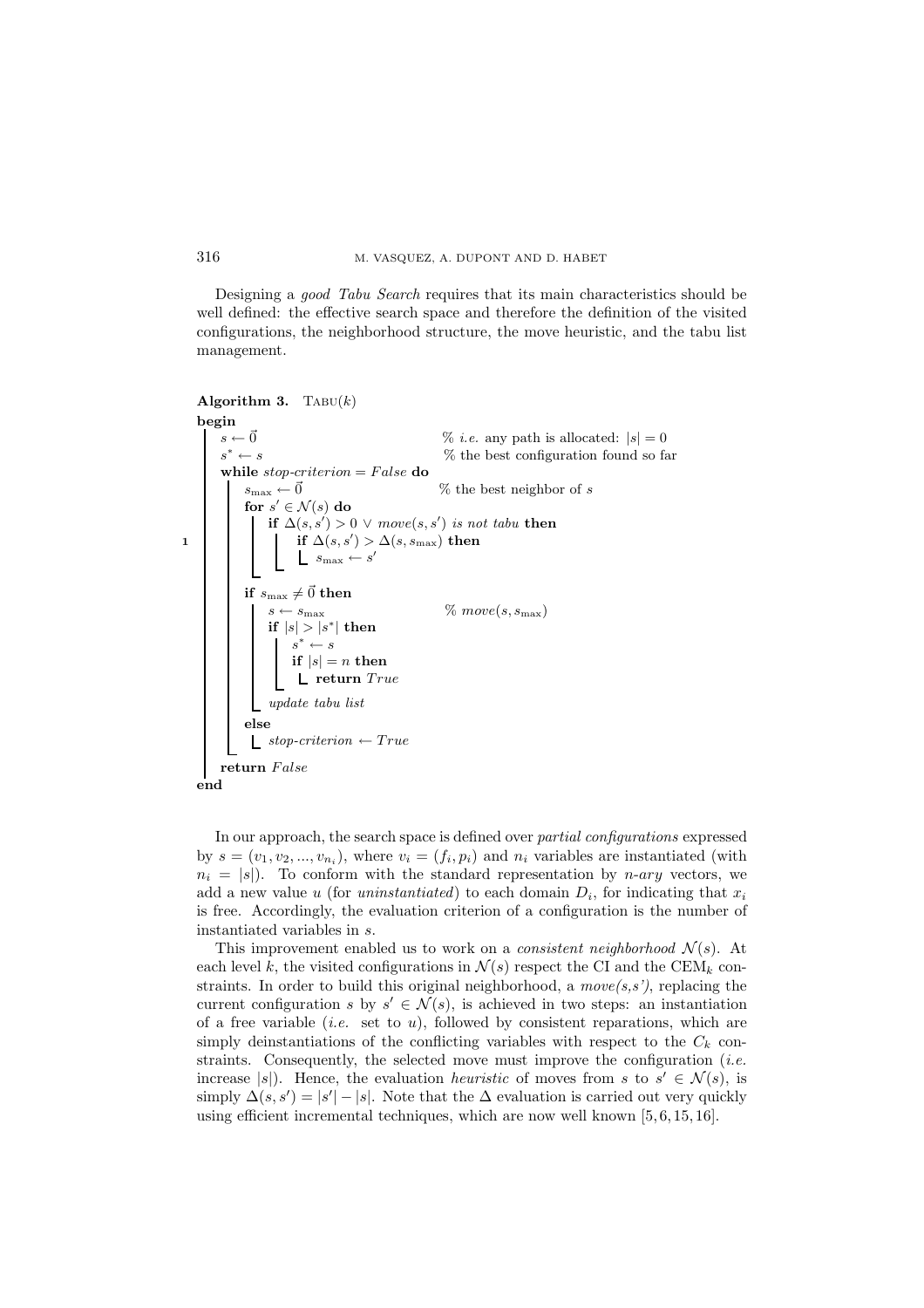Designing a *good Tabu Search* requires that its main characteristics should be well defined: the effective search space and therefore the definition of the visited configurations, the neighborhood structure, the move heuristic, and the tabu list management.

**Algorithm 3.** TABU($k$)

```
begin
    s ← 0⃗                                    % i.e. any path is allocated: |s| = 0
    s* ← s                                    % the best configuration found so far
    while stop-criterion = False do
        s_max ← 0⃗                            % the best neighbor of s
        for s' ∈ N(s) do
            if Δ(s,s') > 0 ∨ move(s,s') is not tabu then
1               if Δ(s,s') > Δ(s,s_max) then
                    s_max ← s'
        if s_max ≠ 0⃗ then
            s ← s_max                         % move(s, s_max)
            if |s| > |s*| then
                s* ← s
                if |s| = n then
                    return True
            update tabu list
        else
            stop-criterion ← True
    return False
end
```

In our approach, the search space is defined over *partial configurations* expressed by $s = (v_1, v_2, ..., v_{n_i})$, where $v_i = (f_i, p_i)$ and $n_i$ variables are instantiated (with $n_i = |s|$). To conform with the standard representation by *n-ary* vectors, we add a new value $u$ (for *uninstantiated*) to each domain $D_i$, for indicating that $x_i$ is free. Accordingly, the evaluation criterion of a configuration is the number of instantiated variables in $s$.

This improvement enabled us to work on a *consistent neighborhood* $\mathcal{N}(s)$. At each level $k$, the visited configurations in $\mathcal{N}(s)$ respect the CI and the $\text{CEM}_k$ constraints. In order to build this original neighborhood, a *move(s,s')*, replacing the current configuration $s$ by $s' \in \mathcal{N}(s)$, is achieved in two steps: an instantiation of a free variable (*i.e.* set to $u$), followed by consistent reparations, which are simply deinstantiations of the conflicting variables with respect to the $C_k$ constraints. Consequently, the selected move must improve the configuration (*i.e.* increase $|s|$). Hence, the evaluation *heuristic* of moves from $s$ to $s' \in \mathcal{N}(s)$, is simply $\Delta(s, s') = |s'| - |s|$. Note that the $\Delta$ evaluation is carried out very quickly using efficient incremental techniques, which are now well known [5, 6, 15, 16].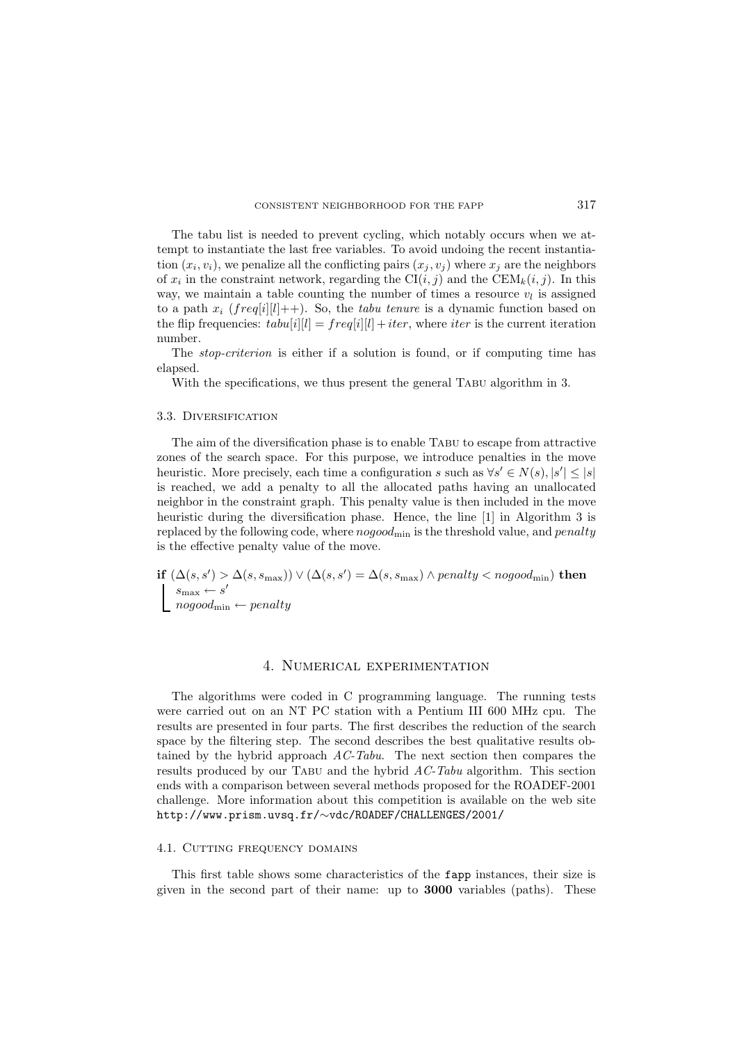The tabu list is needed to prevent cycling, which notably occurs when we attempt to instantiate the last free variables. To avoid undoing the recent instantiation $(x_i, v_i)$, we penalize all the conflicting pairs $(x_j, v_j)$ where $x_j$ are the neighbors of $x_i$ in the constraint network, regarding the $\mathrm{CI}(i,j)$ and the $\mathrm{CEM}_k(i,j)$. In this way, we maintain a table counting the number of times a resource $v_l$ is assigned to a path $x_i$ ($freq[i][l]{+}{+}$). So, the *tabu tenure* is a dynamic function based on the flip frequencies: $tabu[i][l] = freq[i][l] + iter$, where $iter$ is the current iteration number.

The *stop-criterion* is either if a solution is found, or if computing time has elapsed.

With the specifications, we thus present the general Tabu algorithm in 3.

### 3.3. Diversification

The aim of the diversification phase is to enable Tabu to escape from attractive zones of the search space. For this purpose, we introduce penalties in the move heuristic. More precisely, each time a configuration $s$ such as $\forall s' \in N(s), |s'| \leq |s|$ is reached, we add a penalty to all the allocated paths having an unallocated neighbor in the constraint graph. This penalty value is then included in the move heuristic during the diversification phase. Hence, the line [1] in Algorithm 3 is replaced by the following code, where $nogood_{\min}$ is the threshold value, and $penalty$ is the effective penalty value of the move.

**if** $(\Delta(s, s') > \Delta(s, s_{\max})) \vee (\Delta(s, s') = \Delta(s, s_{\max}) \wedge penalty < nogood_{\min})$ **then**
  $s_{\max} \leftarrow s'$
  $nogood_{\min} \leftarrow penalty$

## 4. Numerical experimentation

The algorithms were coded in C programming language. The running tests were carried out on an NT PC station with a Pentium III 600 MHz cpu. The results are presented in four parts. The first describes the reduction of the search space by the filtering step. The second describes the best qualitative results obtained by the hybrid approach *AC-Tabu*. The next section then compares the results produced by our Tabu and the hybrid *AC-Tabu* algorithm. This section ends with a comparison between several methods proposed for the ROADEF-2001 challenge. More information about this competition is available on the web site http://www.prism.uvsq.fr/∼vdc/ROADEF/CHALLENGES/2001/

### 4.1. Cutting frequency domains

This first table shows some characteristics of the fapp instances, their size is given in the second part of their name: up to **3000** variables (paths). These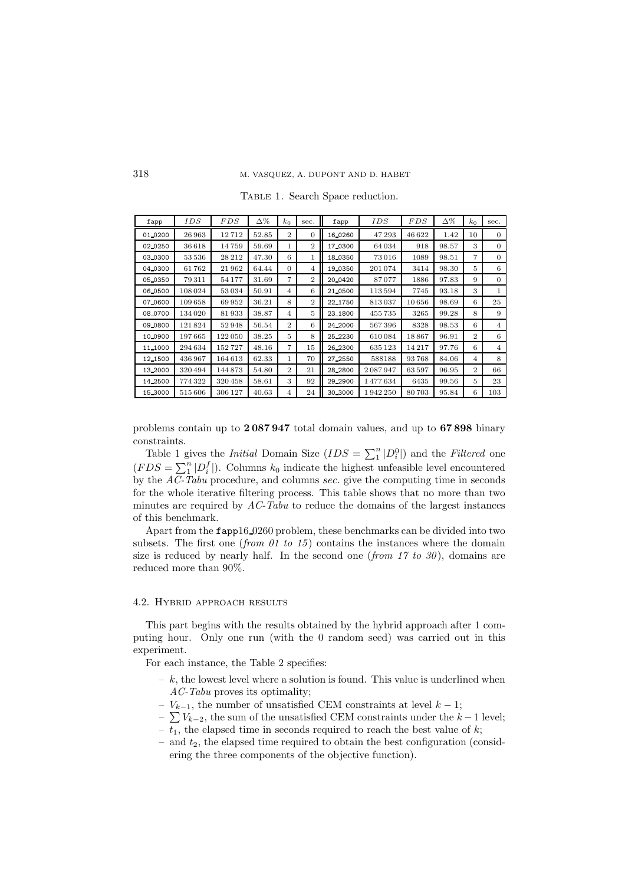Table 1. Search Space reduction.

| fapp | $IDS$ | $FDS$ | $\Delta\%$ | $k_0$ | sec. | fapp | $IDS$ | $FDS$ | $\Delta\%$ | $k_0$ | sec. |
|---|---|---|---|---|---|---|---|---|---|---|---|
| 01_0200 | 26 963 | 12 712 | 52.85 | 2 | 0 | 16_0260 | 47 293 | 46 622 | 1.42 | 10 | 0 |
| 02_0250 | 36 618 | 14 759 | 59.69 | 1 | 2 | 17_0300 | 64 034 | 918 | 98.57 | 3 | 0 |
| 03_0300 | 53 536 | 28 212 | 47.30 | 6 | 1 | 18_0350 | 73 016 | 1089 | 98.51 | 7 | 0 |
| 04_0300 | 61 762 | 21 962 | 64.44 | 0 | 4 | 19_0350 | 201 074 | 3414 | 98.30 | 5 | 6 |
| 05_0350 | 79 311 | 54 177 | 31.69 | 7 | 2 | 20_0420 | 87 077 | 1886 | 97.83 | 9 | 0 |
| 06_0500 | 108 024 | 53 034 | 50.91 | 4 | 6 | 21_0500 | 113 594 | 7745 | 93.18 | 3 | 1 |
| 07_0600 | 109 658 | 69 952 | 36.21 | 8 | 2 | 22_1750 | 813 037 | 10 656 | 98.69 | 6 | 25 |
| 08_0700 | 134 020 | 81 933 | 38.87 | 4 | 5 | 23_1800 | 455 735 | 3265 | 99.28 | 8 | 9 |
| 09_0800 | 121 824 | 52 948 | 56.54 | 2 | 6 | 24_2000 | 567 396 | 8328 | 98.53 | 6 | 4 |
| 10_0900 | 197 665 | 122 050 | 38.25 | 5 | 8 | 25_2230 | 610 084 | 18 867 | 96.91 | 2 | 6 |
| 11_1000 | 294 634 | 152 727 | 48.16 | 7 | 15 | 26_2300 | 635 123 | 14 217 | 97.76 | 6 | 4 |
| 12_1500 | 436 967 | 164 613 | 62.33 | 1 | 70 | 27_2550 | 588188 | 93 768 | 84.06 | 4 | 8 |
| 13_2000 | 320 494 | 144 873 | 54.80 | 2 | 21 | 28_2800 | 2 087 947 | 63 597 | 96.95 | 2 | 66 |
| 14_2500 | 774 322 | 320 458 | 58.61 | 3 | 92 | 29_2900 | 1 477 634 | 6435 | 99.56 | 5 | 23 |
| 15_3000 | 515 606 | 306 127 | 40.63 | 4 | 24 | 30_3000 | 1 942 250 | 80 703 | 95.84 | 6 | 103 |

problems contain up to **2 087 947** total domain values, and up to **67 898** binary constraints.

Table 1 gives the *Initial* Domain Size ($IDS = \sum_1^n |D_i^0|$) and the *Filtered* one ($FDS = \sum_1^n |D_i^f|$). Columns $k_0$ indicate the highest unfeasible level encountered by the *AC-Tabu* procedure, and columns *sec.* give the computing time in seconds for the whole iterative filtering process. This table shows that no more than two minutes are required by *AC-Tabu* to reduce the domains of the largest instances of this benchmark.

Apart from the fapp16_0260 problem, these benchmarks can be divided into two subsets. The first one (*from 01 to 15*) contains the instances where the domain size is reduced by nearly half. In the second one (*from 17 to 30*), domains are reduced more than 90%.

### 4.2. Hybrid approach results

This part begins with the results obtained by the hybrid approach after 1 computing hour. Only one run (with the 0 random seed) was carried out in this experiment.

For each instance, the Table 2 specifies:

- $k$, the lowest level where a solution is found. This value is underlined when *AC-Tabu* proves its optimality;
- $V_{k-1}$, the number of unsatisfied CEM constraints at level $k-1$;
- $\sum V_{k-2}$, the sum of the unsatisfied CEM constraints under the $k-1$ level;
- $t_1$, the elapsed time in seconds required to reach the best value of $k$;
- and $t_2$, the elapsed time required to obtain the best configuration (considering the three components of the objective function).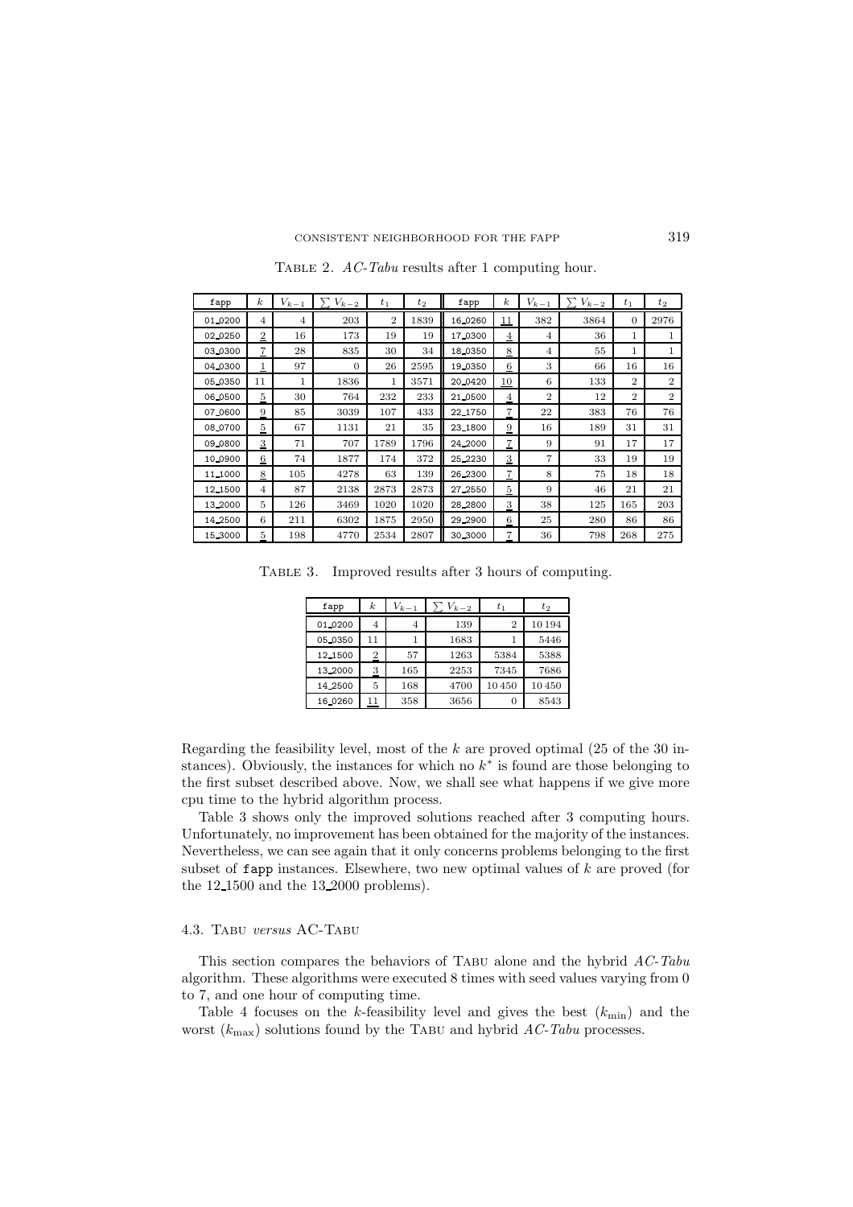Table 2. *AC-Tabu* results after 1 computing hour.

| fapp | $k$ | $V_{k-1}$ | $\sum V_{k-2}$ | $t_1$ | $t_2$ | fapp | $k$ | $V_{k-1}$ | $\sum V_{k-2}$ | $t_1$ | $t_2$ |
|---|---|---|---|---|---|---|---|---|---|---|---|
| 01_0200 | 4 | 4 | 203 | 2 | 1839 | 16_0260 | <u>11</u> | 382 | 3864 | 0 | 2976 |
| 02_0250 | <u>2</u> | 16 | 173 | 19 | 19 | 17_0300 | <u>4</u> | 4 | 36 | 1 | 1 |
| 03_0300 | <u>7</u> | 28 | 835 | 30 | 34 | 18_0350 | <u>8</u> | 4 | 55 | 1 | 1 |
| 04_0300 | <u>1</u> | 97 | 0 | 26 | 2595 | 19_0350 | <u>6</u> | 3 | 66 | 16 | 16 |
| 05_0350 | 11 | 1 | 1836 | 1 | 3571 | 20_0420 | <u>10</u> | 6 | 133 | 2 | 2 |
| 06_0500 | <u>5</u> | 30 | 764 | 232 | 233 | 21_0500 | <u>4</u> | 2 | 12 | 2 | 2 |
| 07_0600 | <u>9</u> | 85 | 3039 | 107 | 433 | 22_1750 | <u>7</u> | 22 | 383 | 76 | 76 |
| 08_0700 | <u>5</u> | 67 | 1131 | 21 | 35 | 23_1800 | <u>9</u> | 16 | 189 | 31 | 31 |
| 09_0800 | <u>3</u> | 71 | 707 | 1789 | 1796 | 24_2000 | <u>7</u> | 9 | 91 | 17 | 17 |
| 10_0900 | <u>6</u> | 74 | 1877 | 174 | 372 | 25_2230 | <u>3</u> | 7 | 33 | 19 | 19 |
| 11_1000 | <u>8</u> | 105 | 4278 | 63 | 139 | 26_2300 | <u>7</u> | 8 | 75 | 18 | 18 |
| 12_1500 | 4 | 87 | 2138 | 2873 | 2873 | 27_2550 | <u>5</u> | 9 | 46 | 21 | 21 |
| 13_2000 | 5 | 126 | 3469 | 1020 | 1020 | 28_2800 | <u>3</u> | 38 | 125 | 165 | 203 |
| 14_2500 | 6 | 211 | 6302 | 1875 | 2950 | 29_2900 | <u>6</u> | 25 | 280 | 86 | 86 |
| 15_3000 | <u>5</u> | 198 | 4770 | 2534 | 2807 | 30_3000 | <u>7</u> | 36 | 798 | 268 | 275 |

Table 3. Improved results after 3 hours of computing.

| fapp | $k$ | $V_{k-1}$ | $\sum V_{k-2}$ | $t_1$ | $t_2$ |
|---|---|---|---|---|---|
| 01_0200 | 4 | 4 | 139 | 2 | 10 194 |
| 05_0350 | 11 | 1 | 1683 | 1 | 5446 |
| 12_1500 | <u>2</u> | 57 | 1263 | 5384 | 5388 |
| 13_2000 | <u>3</u> | 165 | 2253 | 7345 | 7686 |
| 14_2500 | 5 | 168 | 4700 | 10 450 | 10 450 |
| 16_0260 | <u>11</u> | 358 | 3656 | 0 | 8543 |

Regarding the feasibility level, most of the $k$ are proved optimal (25 of the 30 instances). Obviously, the instances for which no $k^*$ is found are those belonging to the first subset described above. Now, we shall see what happens if we give more cpu time to the hybrid algorithm process.

Table 3 shows only the improved solutions reached after 3 computing hours. Unfortunately, no improvement has been obtained for the majority of the instances. Nevertheless, we can see again that it only concerns problems belonging to the first subset of fapp instances. Elsewhere, two new optimal values of $k$ are proved (for the 12_1500 and the 13_2000 problems).

### 4.3. Tabu *versus* AC-Tabu

This section compares the behaviors of Tabu alone and the hybrid *AC-Tabu* algorithm. These algorithms were executed 8 times with seed values varying from 0 to 7, and one hour of computing time.

Table 4 focuses on the $k$-feasibility level and gives the best ($k_{\min}$) and the worst ($k_{\max}$) solutions found by the Tabu and hybrid *AC-Tabu* processes.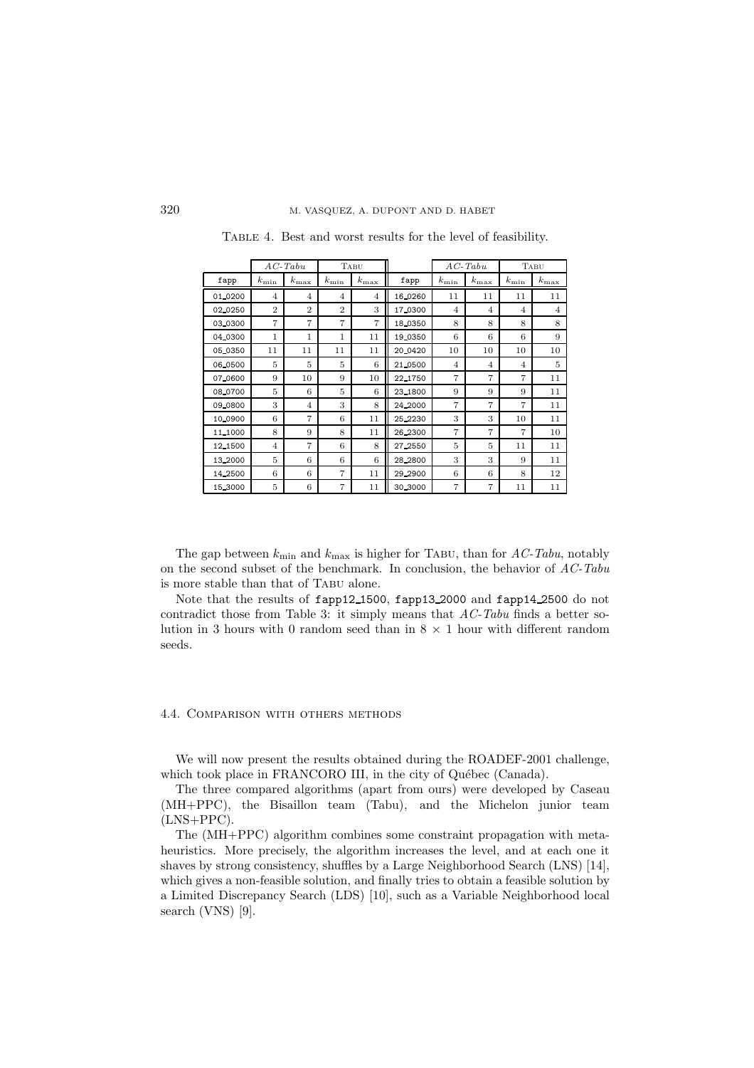Table 4. Best and worst results for the level of feasibility.

| | *AC-Tabu* | | Tabu | | | *AC-Tabu* | | Tabu | |
|---|---|---|---|---|---|---|---|---|---|
| fapp | $k_{\min}$ | $k_{\max}$ | $k_{\min}$ | $k_{\max}$ | fapp | $k_{\min}$ | $k_{\max}$ | $k_{\min}$ | $k_{\max}$ |
| 01_0200 | 4 | 4 | 4 | 4 | 16_0260 | 11 | 11 | 11 | 11 |
| 02_0250 | 2 | 2 | 2 | 3 | 17_0300 | 4 | 4 | 4 | 4 |
| 03_0300 | 7 | 7 | 7 | 7 | 18_0350 | 8 | 8 | 8 | 8 |
| 04_0300 | 1 | 1 | 1 | 11 | 19_0350 | 6 | 6 | 6 | 9 |
| 05_0350 | 11 | 11 | 11 | 11 | 20_0420 | 10 | 10 | 10 | 10 |
| 06_0500 | 5 | 5 | 5 | 6 | 21_0500 | 4 | 4 | 4 | 5 |
| 07_0600 | 9 | 10 | 9 | 10 | 22_1750 | 7 | 7 | 7 | 11 |
| 08_0700 | 5 | 6 | 5 | 6 | 23_1800 | 9 | 9 | 9 | 11 |
| 09_0800 | 3 | 4 | 3 | 8 | 24_2000 | 7 | 7 | 7 | 11 |
| 10_0900 | 6 | 7 | 6 | 11 | 25_2230 | 3 | 3 | 10 | 11 |
| 11_1000 | 8 | 9 | 8 | 11 | 26_2300 | 7 | 7 | 7 | 10 |
| 12_1500 | 4 | 7 | 6 | 8 | 27_2550 | 5 | 5 | 11 | 11 |
| 13_2000 | 5 | 6 | 6 | 6 | 28_2800 | 3 | 3 | 9 | 11 |
| 14_2500 | 6 | 6 | 7 | 11 | 29_2900 | 6 | 6 | 8 | 12 |
| 15_3000 | 5 | 6 | 7 | 11 | 30_3000 | 7 | 7 | 11 | 11 |

The gap between $k_{\min}$ and $k_{\max}$ is higher for Tabu, than for *AC-Tabu*, notably on the second subset of the benchmark. In conclusion, the behavior of *AC-Tabu* is more stable than that of Tabu alone.

Note that the results of fapp12_1500, fapp13_2000 and fapp14_2500 do not contradict those from Table 3: it simply means that *AC-Tabu* finds a better solution in 3 hours with 0 random seed than in 8 × 1 hour with different random seeds.

### 4.4. Comparison with others methods

We will now present the results obtained during the ROADEF-2001 challenge, which took place in FRANCORO III, in the city of Québec (Canada).

The three compared algorithms (apart from ours) were developed by Caseau (MH+PPC), the Bisaillon team (Tabu), and the Michelon junior team (LNS+PPC).

The (MH+PPC) algorithm combines some constraint propagation with metaheuristics. More precisely, the algorithm increases the level, and at each one it shaves by strong consistency, shuffles by a Large Neighborhood Search (LNS) [14], which gives a non-feasible solution, and finally tries to obtain a feasible solution by a Limited Discrepancy Search (LDS) [10], such as a Variable Neighborhood local search (VNS) [9].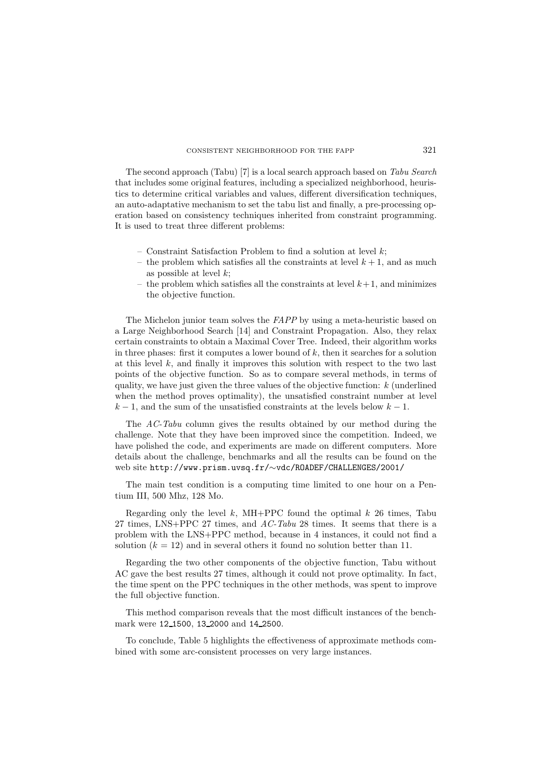The second approach (Tabu) [7] is a local search approach based on *Tabu Search* that includes some original features, including a specialized neighborhood, heuristics to determine critical variables and values, different diversification techniques, an auto-adaptative mechanism to set the tabu list and finally, a pre-processing operation based on consistency techniques inherited from constraint programming. It is used to treat three different problems:

- Constraint Satisfaction Problem to find a solution at level $k$;
- the problem which satisfies all the constraints at level $k+1$, and as much as possible at level $k$;
- the problem which satisfies all the constraints at level $k+1$, and minimizes the objective function.

The Michelon junior team solves the *FAPP* by using a meta-heuristic based on a Large Neighborhood Search [14] and Constraint Propagation. Also, they relax certain constraints to obtain a Maximal Cover Tree. Indeed, their algorithm works in three phases: first it computes a lower bound of $k$, then it searches for a solution at this level $k$, and finally it improves this solution with respect to the two last points of the objective function. So as to compare several methods, in terms of quality, we have just given the three values of the objective function: $k$ (underlined when the method proves optimality), the unsatisfied constraint number at level $k-1$, and the sum of the unsatisfied constraints at the levels below $k-1$.

The *AC-Tabu* column gives the results obtained by our method during the challenge. Note that they have been improved since the competition. Indeed, we have polished the code, and experiments are made on different computers. More details about the challenge, benchmarks and all the results can be found on the web site http://www.prism.uvsq.fr/∼vdc/ROADEF/CHALLENGES/2001/

The main test condition is a computing time limited to one hour on a Pentium III, 500 Mhz, 128 Mo.

Regarding only the level $k$, MH+PPC found the optimal $k$ 26 times, Tabu 27 times, LNS+PPC 27 times, and *AC-Tabu* 28 times. It seems that there is a problem with the LNS+PPC method, because in 4 instances, it could not find a solution ($k = 12$) and in several others it found no solution better than 11.

Regarding the two other components of the objective function, Tabu without AC gave the best results 27 times, although it could not prove optimality. In fact, the time spent on the PPC techniques in the other methods, was spent to improve the full objective function.

This method comparison reveals that the most difficult instances of the benchmark were 12_1500, 13_2000 and 14_2500.

To conclude, Table 5 highlights the effectiveness of approximate methods combined with some arc-consistent processes on very large instances.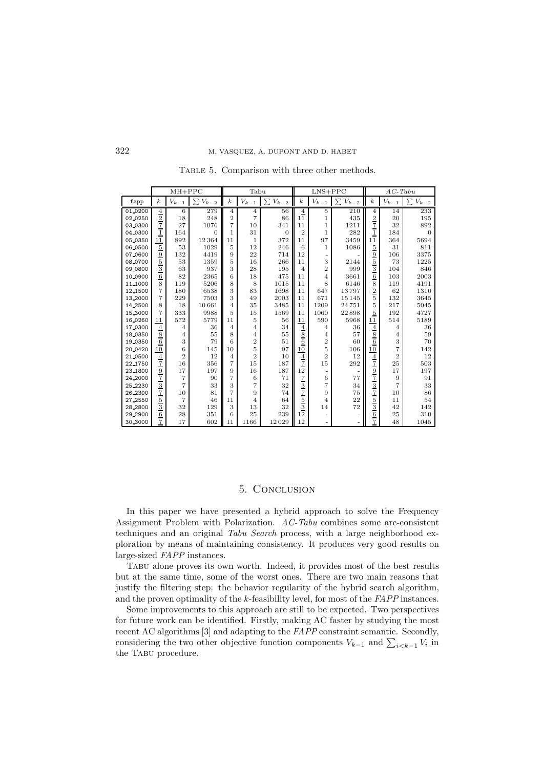Table 5. Comparison with three other methods.

| | MH+PPC | | | Tabu | | | LNS+PPC | | | *AC-Tabu* | | |
|---|---|---|---|---|---|---|---|---|---|---|---|---|
| fapp | $k$ | $V_{k-1}$ | $\sum V_{k-2}$ | $k$ | $V_{k-1}$ | $\sum V_{k-2}$ | $k$ | $V_{k-1}$ | $\sum V_{k-2}$ | $k$ | $V_{k-1}$ | $\sum V_{k-2}$ |
| 01_0200 | $\underline{4}$ | 6 | 279 | 4 | 4 | 56 | $\underline{4}$ | 5 | 210 | 4 | 14 | 233 |
| 02_0250 | $\underline{2}$ | 18 | 248 | 2 | 7 | 86 | 11 | 1 | 435 | $\underline{2}$ | 20 | 195 |
| 03_0300 | $\underline{7}$ | 27 | 1076 | 7 | 10 | 341 | 11 | 1 | 1211 | $\underline{7}$ | 32 | 892 |
| 04_0300 | $\underline{1}$ | 164 | 0 | 1 | 31 | 0 | 2 | 1 | 282 | $\underline{1}$ | 184 | 0 |
| 05_0350 | $\underline{11}$ | 892 | 12 364 | 11 | 1 | 372 | 11 | 97 | 3459 | 11 | 364 | 5694 |
| 06_0500 | $\underline{5}$ | 53 | 1029 | 5 | 12 | 246 | 6 | 1 | 1086 | $\underline{5}$ | 31 | 811 |
| 07_0600 | $\underline{9}$ | 132 | 4419 | 9 | 22 | 714 | 12 | - | - | $\underline{9}$ | 106 | 3375 |
| 08_0700 | $\underline{5}$ | 53 | 1359 | 5 | 16 | 266 | 11 | 3 | 2144 | $\underline{5}$ | 73 | 1225 |
| 09_0800 | $\underline{3}$ | 63 | 937 | 3 | 28 | 195 | 4 | 2 | 999 | $\underline{3}$ | 104 | 846 |
| 10_0900 | $\underline{6}$ | 82 | 2365 | 6 | 18 | 475 | 11 | 4 | 3661 | $\underline{6}$ | 103 | 2003 |
| 11_1000 | $\underline{8}$ | 119 | 5206 | 8 | 8 | 1015 | 11 | 8 | 6146 | $\underline{8}$ | 119 | 4191 |
| 12_1500 | 7 | 180 | 6538 | 3 | 83 | 1698 | 11 | 647 | 13 797 | $\underline{2}$ | 62 | 1310 |
| 13_2000 | 7 | 229 | 7503 | 3 | 49 | 2003 | 11 | 671 | 15 145 | 5 | 132 | 3645 |
| 14_2500 | 8 | 18 | 10 661 | 4 | 35 | 3485 | 11 | 1209 | 24 751 | 5 | 217 | 5045 |
| 15_3000 | 7 | 333 | 9988 | 5 | 15 | 1569 | 11 | 1060 | 22 898 | $\underline{5}$ | 192 | 4727 |
| 16_0260 | $\underline{11}$ | 572 | 5779 | 11 | 5 | 56 | $\underline{11}$ | 590 | 5968 | $\underline{11}$ | 514 | 5189 |
| 17_0300 | $\underline{4}$ | 4 | 36 | 4 | 4 | 34 | $\underline{4}$ | 4 | 36 | $\underline{4}$ | 4 | 36 |
| 18_0350 | $\underline{8}$ | 4 | 55 | 8 | 4 | 55 | $\underline{8}$ | 4 | 57 | $\underline{8}$ | 4 | 59 |
| 19_0350 | $\underline{6}$ | 3 | 79 | 6 | 2 | 51 | $\underline{6}$ | 2 | 60 | $\underline{6}$ | 3 | 70 |
| 20_0420 | $\underline{10}$ | 6 | 145 | 10 | 5 | 97 | $\underline{10}$ | 5 | 106 | $\underline{10}$ | 7 | 142 |
| 21_0500 | $\underline{4}$ | 2 | 12 | 4 | 2 | 10 | $\underline{4}$ | 2 | 12 | $\underline{4}$ | 2 | 12 |
| 22_1750 | $\underline{7}$ | 16 | 356 | 7 | 15 | 187 | $\underline{7}$ | 15 | 292 | $\underline{7}$ | 25 | 503 |
| 23_1800 | $\underline{9}$ | 17 | 197 | 9 | 16 | 187 | 12 | - | - | $\underline{9}$ | 17 | 197 |
| 24_2000 | $\underline{7}$ | 7 | 90 | 7 | 6 | 71 | $\underline{7}$ | 6 | 77 | $\underline{7}$ | 9 | 91 |
| 25_2230 | $\underline{3}$ | 7 | 33 | 3 | 7 | 32 | $\underline{3}$ | 7 | 34 | $\underline{3}$ | 7 | 33 |
| 26_2300 | $\underline{7}$ | 10 | 81 | 7 | 9 | 74 | $\underline{7}$ | 9 | 75 | $\underline{7}$ | 10 | 86 |
| 27_2550 | $\underline{5}$ | 7 | 46 | 11 | 4 | 64 | $\underline{5}$ | 4 | 22 | $\underline{5}$ | 11 | 54 |
| 28_2800 | $\underline{3}$ | 32 | 129 | 3 | 13 | 32 | $\underline{3}$ | 14 | 72 | $\underline{3}$ | 42 | 142 |
| 29_2900 | $\underline{6}$ | 28 | 351 | 6 | 25 | 239 | 12 | - | - | $\underline{6}$ | 25 | 310 |
| 30_3000 | $\underline{7}$ | 17 | 602 | 11 | 1166 | 12 029 | 12 | - | - | $\underline{7}$ | 48 | 1045 |

## 5. Conclusion

In this paper we have presented a hybrid approach to solve the Frequency Assignment Problem with Polarization. *AC-Tabu* combines some arc-consistent techniques and an original *Tabu Search* process, with a large neighborhood exploration by means of maintaining consistency. It produces very good results on large-sized *FAPP* instances.

Tabu alone proves its own worth. Indeed, it provides most of the best results but at the same time, some of the worst ones. There are two main reasons that justify the filtering step: the behavior regularity of the hybrid search algorithm, and the proven optimality of the $k$-feasibility level, for most of the *FAPP* instances.

Some improvements to this approach are still to be expected. Two perspectives for future work can be identified. Firstly, making AC faster by studying the most recent AC algorithms [3] and adapting to the *FAPP* constraint semantic. Secondly, considering the two other objective function components $V_{k-1}$ and $\sum_{i<k-1} V_i$ in the Tabu procedure.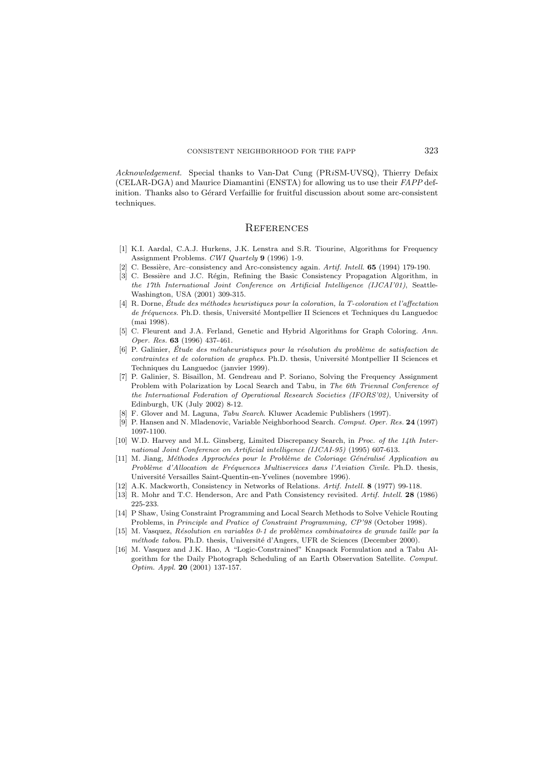*Acknowledgement.* Special thanks to Van-Dat Cung (PR*i*SM-UVSQ), Thierry Defaix (CELAR-DGA) and Maurice Diamantini (ENSTA) for allowing us to use their *FAPP* definition. Thanks also to Gérard Verfaillie for fruitful discussion about some arc-consistent techniques.

## References

[1] K.I. Aardal, C.A.J. Hurkens, J.K. Lenstra and S.R. Tiourine, Algorithms for Frequency Assignment Problems. *CWI Quartely* **9** (1996) 1-9.

[2] C. Bessière, Arc–consistency and Arc-consistency again. *Artif. Intell.* **65** (1994) 179-190.

[3] C. Bessière and J.C. Régin, Refining the Basic Consistency Propagation Algorithm, in *the 17th International Joint Conference on Artificial Intelligence (IJCAI'01)*, Seattle-Washington, USA (2001) 309-315.

[4] R. Dorne, *Étude des méthodes heuristiques pour la coloration, la T-coloration et l'affectation de fréquences*. Ph.D. thesis, Université Montpellier II Sciences et Techniques du Languedoc (mai 1998).

[5] C. Fleurent and J.A. Ferland, Genetic and Hybrid Algorithms for Graph Coloring. *Ann. Oper. Res.* **63** (1996) 437-461.

[6] P. Galinier, *Étude des métaheuristiques pour la résolution du problème de satisfaction de contraintes et de coloration de graphes*. Ph.D. thesis, Université Montpellier II Sciences et Techniques du Languedoc (janvier 1999).

[7] P. Galinier, S. Bisaillon, M. Gendreau and P. Soriano, Solving the Frequency Assignment Problem with Polarization by Local Search and Tabu, in *The 6th Triennal Conference of the International Federation of Operational Research Societies (IFORS'02)*, University of Edinburgh, UK (July 2002) 8-12.

[8] F. Glover and M. Laguna, *Tabu Search*. Kluwer Academic Publishers (1997).

[9] P. Hansen and N. Mladenovic, Variable Neighborhood Search. *Comput. Oper. Res.* **24** (1997) 1097-1100.

[10] W.D. Harvey and M.L. Ginsberg, Limited Discrepancy Search, in *Proc. of the 14th International Joint Conference on Artificial intelligence (IJCAI-95)* (1995) 607-613.

[11] M. Jiang, *Méthodes Approchées pour le Problème de Coloriage Généralisé Application au Problème d'Allocation de Fréquences Multiservices dans l'Aviation Civile*. Ph.D. thesis, Université Versailles Saint-Quentin-en-Yvelines (novembre 1996).

[12] A.K. Mackworth, Consistency in Networks of Relations. *Artif. Intell.* **8** (1977) 99-118.

[13] R. Mohr and T.C. Henderson, Arc and Path Consistency revisited. *Artif. Intell.* **28** (1986) 225-233.

[14] P Shaw, Using Constraint Programming and Local Search Methods to Solve Vehicle Routing Problems, in *Principle and Pratice of Constraint Programming, CP'98* (October 1998).

[15] M. Vasquez, *Résolution en variables 0-1 de problèmes combinatoires de grande taille par la méthode tabou*. Ph.D. thesis, Université d'Angers, UFR de Sciences (December 2000).

[16] M. Vasquez and J.K. Hao, A "Logic-Constrained" Knapsack Formulation and a Tabu Algorithm for the Daily Photograph Scheduling of an Earth Observation Satellite. *Comput. Optim. Appl.* **20** (2001) 137-157.